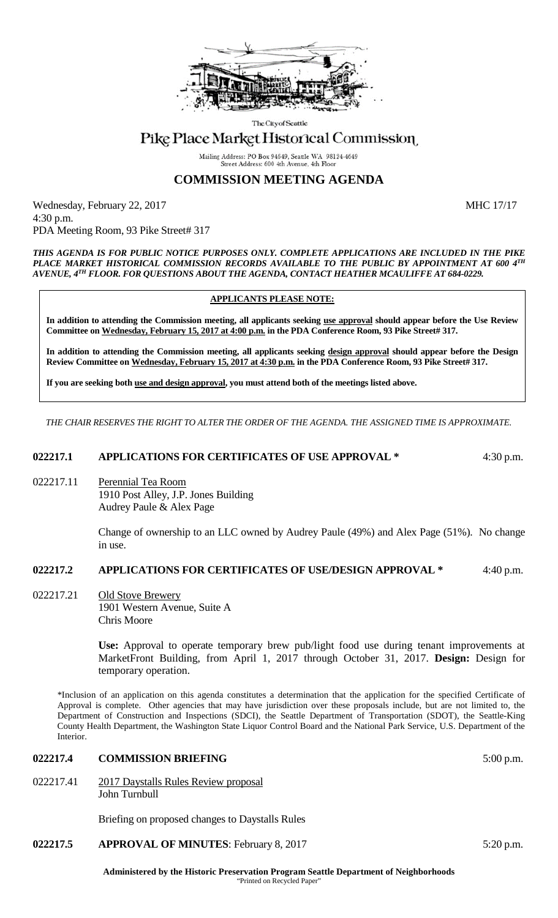The City of Seattle

# Pike Place Market Historical Commission

Mailing Address: PO Box 94649, Seattle WA 98124-4649
Street Address: 600 4th Avenue, 4th Floor

## COMMISSION MEETING AGENDA

Wednesday, February 22, 2017 MHC 17/17
4:30 p.m.
PDA Meeting Room, 93 Pike Street# 317

***THIS AGENDA IS FOR PUBLIC NOTICE PURPOSES ONLY. COMPLETE APPLICATIONS ARE INCLUDED IN THE PIKE PLACE MARKET HISTORICAL COMMISSION RECORDS AVAILABLE TO THE PUBLIC BY APPOINTMENT AT 600 4TH AVENUE, 4TH FLOOR. FOR QUESTIONS ABOUT THE AGENDA, CONTACT HEATHER MCAULIFFE AT 684-0229.***

**APPLICANTS PLEASE NOTE:**

**In addition to attending the Commission meeting, all applicants seeking use approval should appear before the Use Review Committee on Wednesday, February 15, 2017 at 4:00 p.m. in the PDA Conference Room, 93 Pike Street# 317.**

**In addition to attending the Commission meeting, all applicants seeking design approval should appear before the Design Review Committee on Wednesday, February 15, 2017 at 4:30 p.m. in the PDA Conference Room, 93 Pike Street# 317.**

**If you are seeking both use and design approval, you must attend both of the meetings listed above.**

*THE CHAIR RESERVES THE RIGHT TO ALTER THE ORDER OF THE AGENDA. THE ASSIGNED TIME IS APPROXIMATE.*

### 022217.1 APPLICATIONS FOR CERTIFICATES OF USE APPROVAL * — 4:30 p.m.

022217.11 Perennial Tea Room
1910 Post Alley, J.P. Jones Building
Audrey Paule & Alex Page

Change of ownership to an LLC owned by Audrey Paule (49%) and Alex Page (51%). No change in use.

### 022217.2 APPLICATIONS FOR CERTIFICATES OF USE/DESIGN APPROVAL * — 4:40 p.m.

022217.21 Old Stove Brewery
1901 Western Avenue, Suite A
Chris Moore

**Use:** Approval to operate temporary brew pub/light food use during tenant improvements at MarketFront Building, from April 1, 2017 through October 31, 2017. **Design:** Design for temporary operation.

*Inclusion of an application on this agenda constitutes a determination that the application for the specified Certificate of Approval is complete. Other agencies that may have jurisdiction over these proposals include, but are not limited to, the Department of Construction and Inspections (SDCI), the Seattle Department of Transportation (SDOT), the Seattle-King County Health Department, the Washington State Liquor Control Board and the National Park Service, U.S. Department of the Interior.

### 022217.4 COMMISSION BRIEFING — 5:00 p.m.

022217.41 2017 Daystalls Rules Review proposal
John Turnbull

Briefing on proposed changes to Daystalls Rules

### 022217.5 APPROVAL OF MINUTES: February 8, 2017 — 5:20 p.m.

**Administered by the Historic Preservation Program Seattle Department of Neighborhoods**
"Printed on Recycled Paper"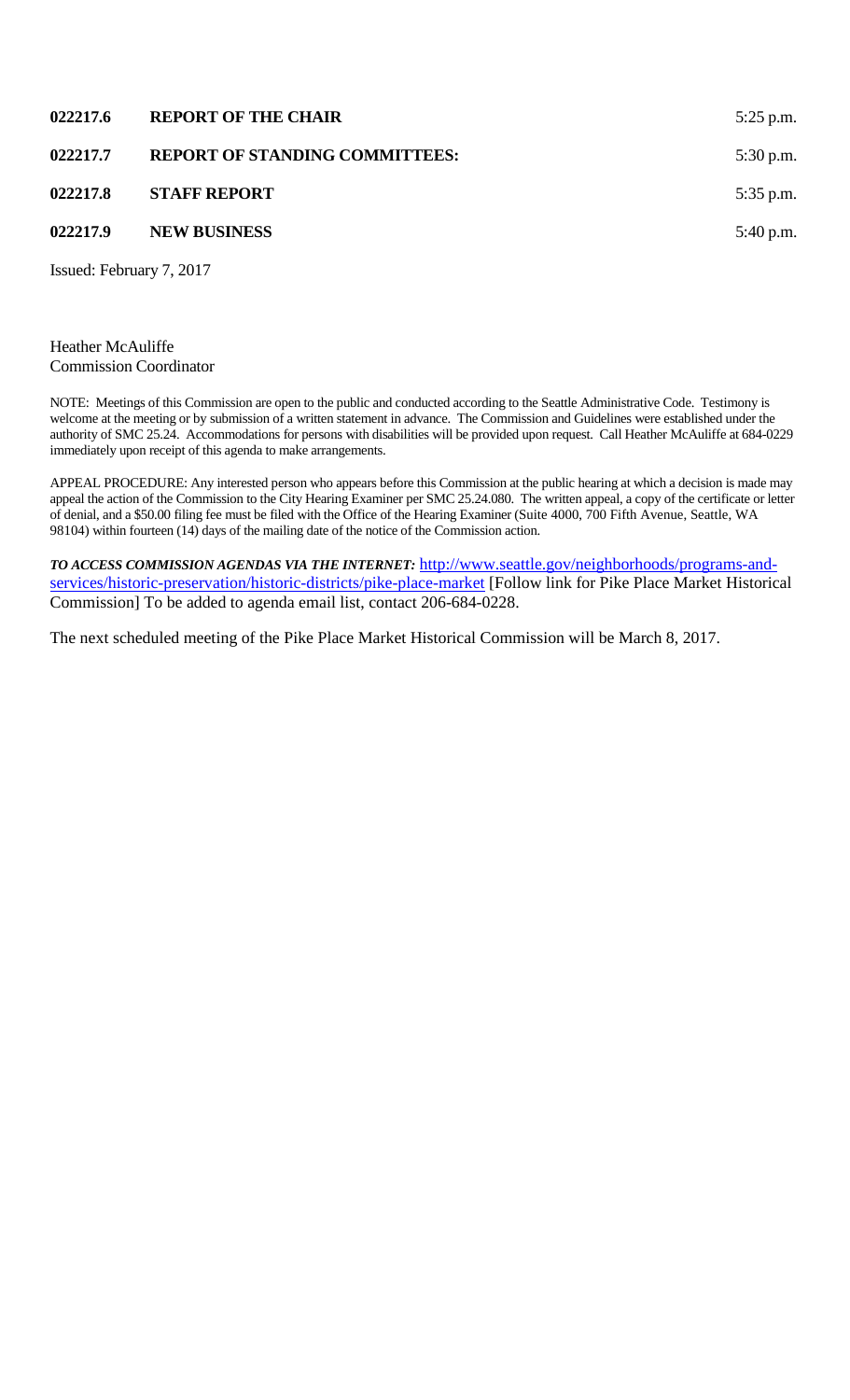| | | |
|---|---|---|
| **022217.6** | **REPORT OF THE CHAIR** | 5:25 p.m. |
| **022217.7** | **REPORT OF STANDING COMMITTEES:** | 5:30 p.m. |
| **022217.8** | **STAFF REPORT** | 5:35 p.m. |
| **022217.9** | **NEW BUSINESS** | 5:40 p.m. |

Issued: February 7, 2017

Heather McAuliffe
Commission Coordinator

NOTE: Meetings of this Commission are open to the public and conducted according to the Seattle Administrative Code. Testimony is welcome at the meeting or by submission of a written statement in advance. The Commission and Guidelines were established under the authority of SMC 25.24. Accommodations for persons with disabilities will be provided upon request. Call Heather McAuliffe at 684-0229 immediately upon receipt of this agenda to make arrangements.

APPEAL PROCEDURE: Any interested person who appears before this Commission at the public hearing at which a decision is made may appeal the action of the Commission to the City Hearing Examiner per SMC 25.24.080. The written appeal, a copy of the certificate or letter of denial, and a $50.00 filing fee must be filed with the Office of the Hearing Examiner (Suite 4000, 700 Fifth Avenue, Seattle, WA 98104) within fourteen (14) days of the mailing date of the notice of the Commission action.

***TO ACCESS COMMISSION AGENDAS VIA THE INTERNET:*** http://www.seattle.gov/neighborhoods/programs-and-services/historic-preservation/historic-districts/pike-place-market [Follow link for Pike Place Market Historical Commission] To be added to agenda email list, contact 206-684-0228.

The next scheduled meeting of the Pike Place Market Historical Commission will be March 8, 2017.